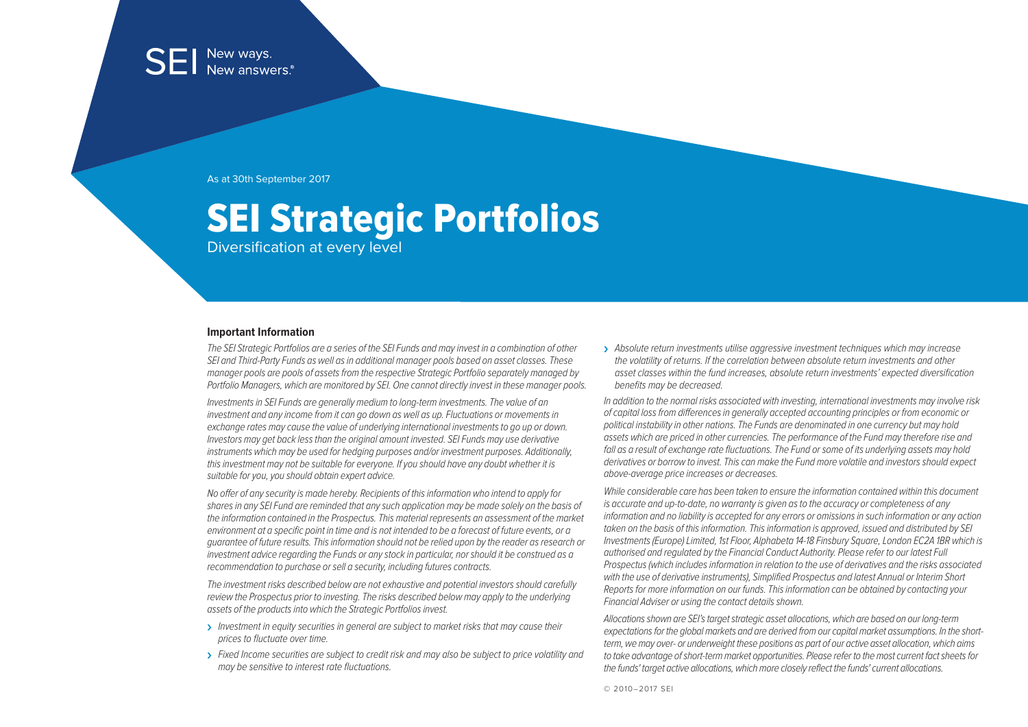SEI New ways. New answers.®

As at 30th September 2017

# SEI Strategic Portfolios

Diversification at every level

### Important Information

*The SEI Strategic Portfolios are a series of the SEI Funds and may invest in a combination of other SEI and Third-Party Funds as well as in additional manager pools based on asset classes. These manager pools are pools of assets from the respective Strategic Portfolio separately managed by Portfolio Managers, which are monitored by SEI. One cannot directly invest in these manager pools.*

*Investments in SEI Funds are generally medium to long-term investments. The value of an investment and any income from it can go down as well as up. Fluctuations or movements in exchange rates may cause the value of underlying international investments to go up or down. Investors may get back less than the original amount invested. SEI Funds may use derivative instruments which may be used for hedging purposes and/or investment purposes. Additionally, this investment may not be suitable for everyone. If you should have any doubt whether it is suitable for you, you should obtain expert advice.*

*No offer of any security is made hereby. Recipients of this information who intend to apply for shares in any SEI Fund are reminded that any such application may be made solely on the basis of the information contained in the Prospectus. This material represents an assessment of the market environment at a specific point in time and is not intended to be a forecast of future events, or a guarantee of future results. This information should not be relied upon by the reader as research or investment advice regarding the Funds or any stock in particular, nor should it be construed as a recommendation to purchase or sell a security, including futures contracts.*

*The investment risks described below are not exhaustive and potential investors should carefully review the Prospectus prior to investing. The risks described below may apply to the underlying assets of the products into which the Strategic Portfolios invest.*

- *Investment in equity securities in general are subject to market risks that may cause their prices to fluctuate over time.*
- *Fixed Income securities are subject to credit risk and may also be subject to price volatility and may be sensitive to interest rate fluctuations.*
- *Absolute return investments utilise aggressive investment techniques which may increase the volatility of returns. If the correlation between absolute return investments and other asset classes within the fund increases, absolute return investments' expected diversification benefits may be decreased.*

*In addition to the normal risks associated with investing, international investments may involve risk of capital loss from differences in generally accepted accounting principles or from economic or political instability in other nations. The Funds are denominated in one currency but may hold assets which are priced in other currencies. The performance of the Fund may therefore rise and fall as a result of exchange rate fluctuations. The Fund or some of its underlying assets may hold derivatives or borrow to invest. This can make the Fund more volatile and investors should expect above-average price increases or decreases.*

*While considerable care has been taken to ensure the information contained within this document is accurate and up-to-date, no warranty is given as to the accuracy or completeness of any information and no liability is accepted for any errors or omissions in such information or any action taken on the basis of this information. This information is approved, issued and distributed by SEI Investments (Europe) Limited, 1st Floor, Alphabeta 14-18 Finsbury Square, London EC2A 1BR which is authorised and regulated by the Financial Conduct Authority. Please refer to our latest Full Prospectus (which includes information in relation to the use of derivatives and the risks associated with the use of derivative instruments), Simplified Prospectus and latest Annual or Interim Short Reports for more information on our funds. This information can be obtained by contacting your Financial Adviser or using the contact details shown.*

*Allocations shown are SEI's target strategic asset allocations, which are based on our long-term expectations for the global markets and are derived from our capital market assumptions. In the short-term, we may over- or underweight these positions as part of our active asset allocation, which aims to take advantage of short-term market opportunities. Please refer to the most current fact sheets for the funds' target active allocations, which more closely reflect the funds' current allocations.*

© 2010–2017 SEI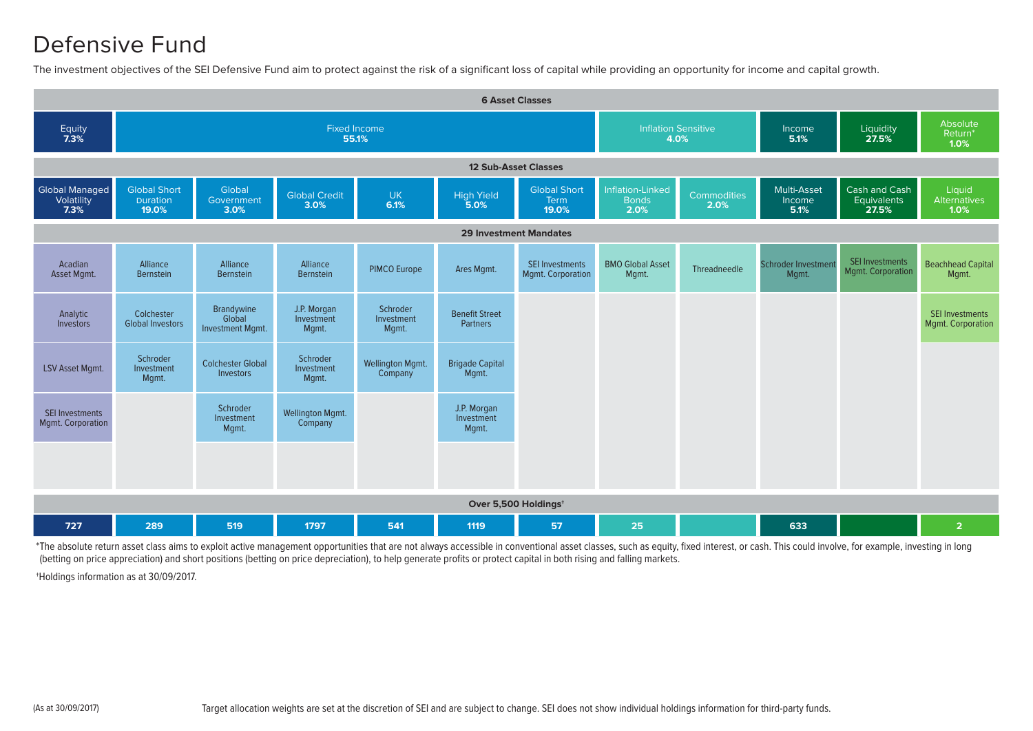# Defensive Fund

The investment objectives of the SEI Defensive Fund aim to protect against the risk of a significant loss of capital while providing an opportunity for income and capital growth.

**6 Asset Classes**

| Equity | Fixed Income | Inflation Sensitive | Income | Liquidity | Absolute Return* |
|---|---|---|---|---|---|
| **7.3%** | **55.1%** | **4.0%** | **5.1%** | **27.5%** | **1.0%** |

**12 Sub-Asset Classes**

| | Equity | Fixed Income | | | | | | Inflation Sensitive | | Income | Liquidity | Absolute Return* |
|---|---|---|---|---|---|---|---|---|---|---|---|---|
| **Sub-Asset Class** | Global Managed Volatility **7.3%** | Global Short Duration **19.0%** | Global Government **3.0%** | Global Credit **3.0%** | UK **6.1%** | High Yield **5.0%** | Global Short Term **19.0%** | Inflation-Linked Bonds **2.0%** | Commodities **2.0%** | Multi-Asset Income **5.1%** | Cash and Cash Equivalents **27.5%** | Liquid Alternatives **1.0%** |
| **29 Investment Mandates** | Acadian Asset Mgmt. | Alliance Bernstein | Alliance Bernstein | Alliance Bernstein | PIMCO Europe | Ares Mgmt. | SEI Investments Mgmt. Corporation | BMO Global Asset Mgmt. | Threadneedle | Schroder Investment Mgmt. | SEI Investments Mgmt. Corporation | Beachhead Capital Mgmt. |
| | Analytic Investors | Colchester Global Investors | Brandywine Global Investment Mgmt. | J.P. Morgan Investment Mgmt. | Schroder Investment Mgmt. | Benefit Street Partners | | | | | | SEI Investments Mgmt. Corporation |
| | LSV Asset Mgmt. | Schroder Investment Mgmt. | Colchester Global Investors | Schroder Investment Mgmt. | Wellington Mgmt. Company | Brigade Capital Mgmt. | | | | | | |
| | SEI Investments Mgmt. Corporation | | Schroder Investment Mgmt. | Wellington Mgmt. Company | | J.P. Morgan Investment Mgmt. | | | | | | |
| **Over 5,500 Holdings†** | 727 | 289 | 519 | 1797 | 541 | 1119 | 57 | 25 | | 633 | | 2 |

*The absolute return asset class aims to exploit active management opportunities that are not always accessible in conventional asset classes, such as equity, fixed interest, or cash. This could involve, for example, investing in long (betting on price appreciation) and short positions (betting on price depreciation), to help generate profits or protect capital in both rising and falling markets.

†Holdings information as at 30/09/2017.

(As at 30/09/2017)

Target allocation weights are set at the discretion of SEI and are subject to change. SEI does not show individual holdings information for third-party funds.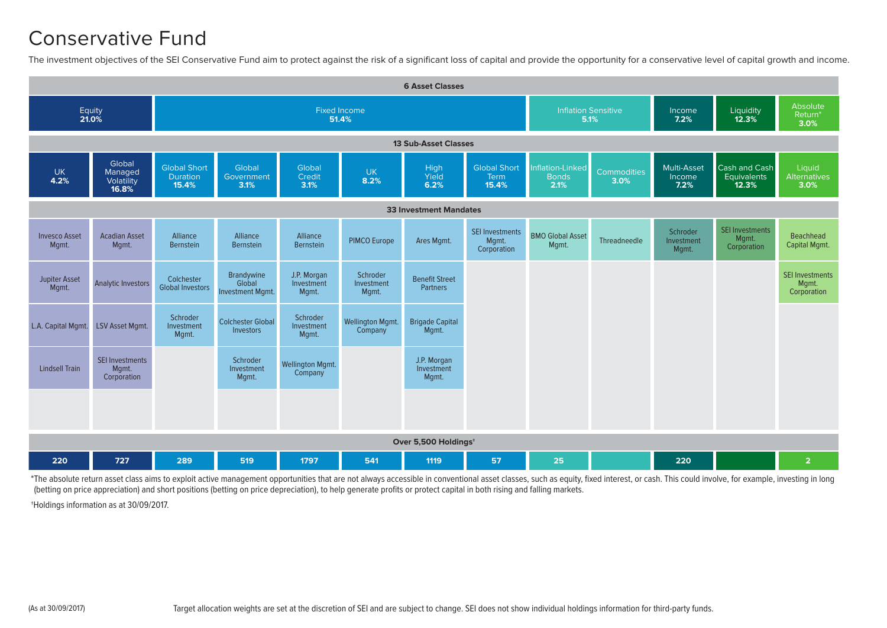# Conservative Fund

The investment objectives of the SEI Conservative Fund aim to protect against the risk of a significant loss of capital and provide the opportunity for a conservative level of capital growth and income.

**6 Asset Classes**

| Equity 21.0% | | Fixed Income 51.4% | | | | | | Inflation Sensitive 5.1% | | Income 7.2% | Liquidity 12.3% | Absolute Return* 3.0% |
|---|---|---|---|---|---|---|---|---|---|---|---|---|
| **13 Sub-Asset Classes** | | | | | | | | | | | | |
| UK 4.2% | Global Managed Volatility 16.8% | Global Short Duration 15.4% | Global Government 3.1% | Global Credit 3.1% | UK 8.2% | High Yield 6.2% | Global Short Term 15.4% | Inflation-Linked Bonds 2.1% | Commodities 3.0% | Multi-Asset Income 7.2% | Cash and Cash Equivalents 12.3% | Liquid Alternatives 3.0% |
| **33 Investment Mandates** | | | | | | | | | | | | |
| Invesco Asset Mgmt. | Acadian Asset Mgmt. | Alliance Bernstein | Alliance Bernstein | Alliance Bernstein | PIMCO Europe | Ares Mgmt. | SEI Investments Mgmt. Corporation | BMO Global Asset Mgmt. | Threadneedle | Schroder Investment Mgmt. | SEI Investments Mgmt. Corporation | Beachhead Capital Mgmt. |
| Jupiter Asset Mgmt. | Analytic Investors | Colchester Global Investors | Brandywine Global Investment Mgmt. | J.P. Morgan Investment Mgmt. | Schroder Investment Mgmt. | Benefit Street Partners | | | | | | SEI Investments Mgmt. Corporation |
| L.A. Capital Mgmt. | LSV Asset Mgmt. | Schroder Investment Mgmt. | Colchester Global Investors | Schroder Investment Mgmt. | Wellington Mgmt. Company | Brigade Capital Mgmt. | | | | | | |
| Lindsell Train | SEI Investments Mgmt. Corporation | | Schroder Investment Mgmt. | Wellington Mgmt. Company | | J.P. Morgan Investment Mgmt. | | | | | | |
| **Over 5,500 Holdings†** | | | | | | | | | | | | |
| 220 | 727 | 289 | 519 | 1797 | 541 | 1119 | 57 | 25 | | 220 | | 2 |

*The absolute return asset class aims to exploit active management opportunities that are not always accessible in conventional asset classes, such as equity, fixed interest, or cash. This could involve, for example, investing in long (betting on price appreciation) and short positions (betting on price depreciation), to help generate profits or protect capital in both rising and falling markets.

†Holdings information as at 30/09/2017.

(As at 30/09/2017)

Target allocation weights are set at the discretion of SEI and are subject to change. SEI does not show individual holdings information for third-party funds.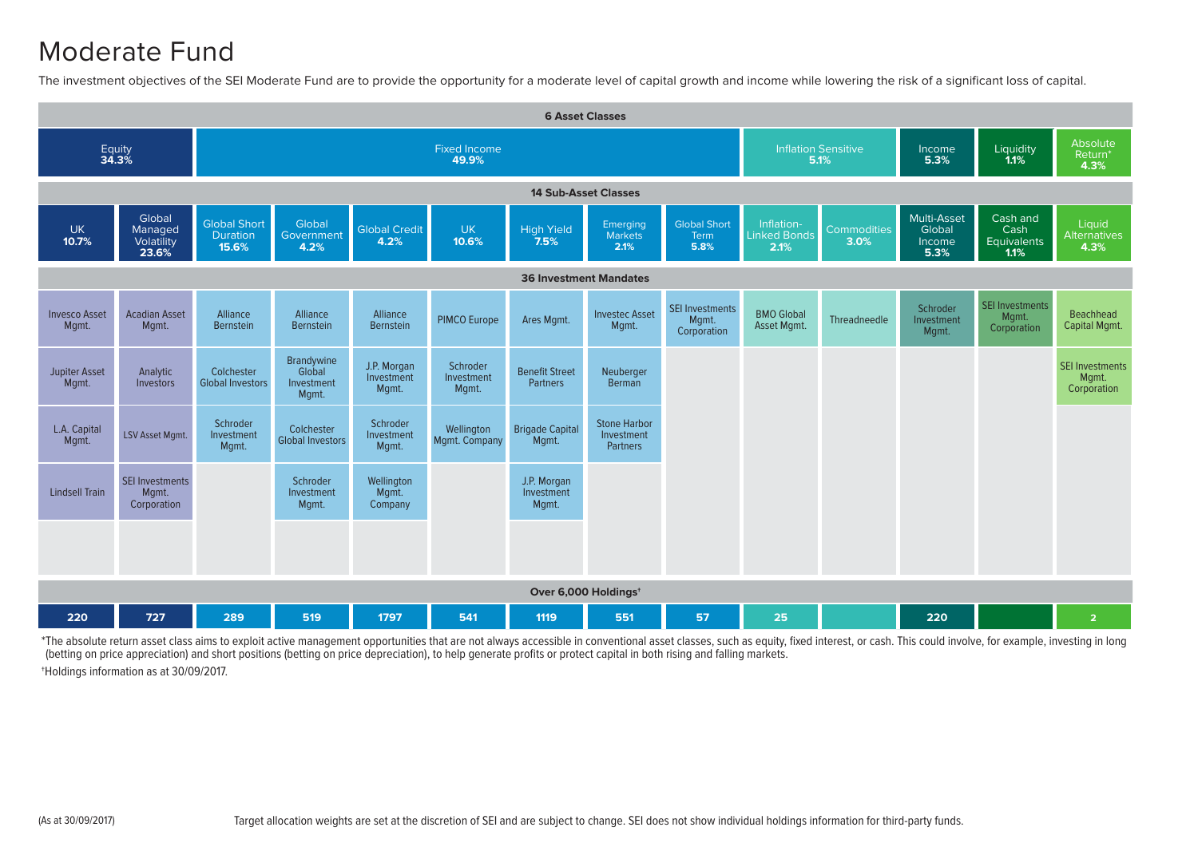# Moderate Fund

The investment objectives of the SEI Moderate Fund are to provide the opportunity for a moderate level of capital growth and income while lowering the risk of a significant loss of capital.

**6 Asset Classes**

| Equity 34.3% | | Fixed Income 49.9% | | | | | | | Inflation Sensitive 5.1% | | Income 5.3% | Liquidity 1.1% | Absolute Return* 4.3% |
|---|---|---|---|---|---|---|---|---|---|---|---|---|---|

**14 Sub-Asset Classes**

| UK 10.7% | Global Managed Volatility 23.6% | Global Short Duration 15.6% | Global Government 4.2% | Global Credit 4.2% | UK 10.6% | High Yield 7.5% | Emerging Markets 2.1% | Global Short Term 5.8% | Inflation-Linked Bonds 2.1% | Commodities 3.0% | Multi-Asset Global Income 5.3% | Cash and Cash Equivalents 1.1% | Liquid Alternatives 4.3% |
|---|---|---|---|---|---|---|---|---|---|---|---|---|---|
| **36 Investment Mandates** | | | | | | | | | | | | | |
| Invesco Asset Mgmt. | Acadian Asset Mgmt. | Alliance Bernstein | Alliance Bernstein | Alliance Bernstein | PIMCO Europe | Ares Mgmt. | Investec Asset Mgmt. | SEI Investments Mgmt. Corporation | BMO Global Asset Mgmt. | Threadneedle | Schroder Investment Mgmt. | SEI Investments Mgmt. Corporation | Beachhead Capital Mgmt. |
| Jupiter Asset Mgmt. | Analytic Investors | Colchester Global Investors | Brandywine Global Investment Mgmt. | J.P. Morgan Investment Mgmt. | Schroder Investment Mgmt. | Benefit Street Partners | Neuberger Berman | | | | | | SEI Investments Mgmt. Corporation |
| L.A. Capital Mgmt. | LSV Asset Mgmt. | Schroder Investment Mgmt. | Colchester Global Investors | Schroder Investment Mgmt. | Wellington Mgmt. Company | Brigade Capital Mgmt. | Stone Harbor Investment Partners | | | | | | |
| Lindsell Train | SEI Investments Mgmt. Corporation | | Schroder Investment Mgmt. | Wellington Mgmt. Company | | J.P. Morgan Investment Mgmt. | | | | | | | |
| **Over 6,000 Holdings†** | | | | | | | | | | | | | |
| 220 | 727 | 289 | 519 | 1797 | 541 | 1119 | 551 | 57 | 25 | | 220 | | 2 |

*The absolute return asset class aims to exploit active management opportunities that are not always accessible in conventional asset classes, such as equity, fixed interest, or cash. This could involve, for example, investing in long (betting on price appreciation) and short positions (betting on price depreciation), to help generate profits or protect capital in both rising and falling markets.

†Holdings information as at 30/09/2017.

(As at 30/09/2017)

Target allocation weights are set at the discretion of SEI and are subject to change. SEI does not show individual holdings information for third-party funds.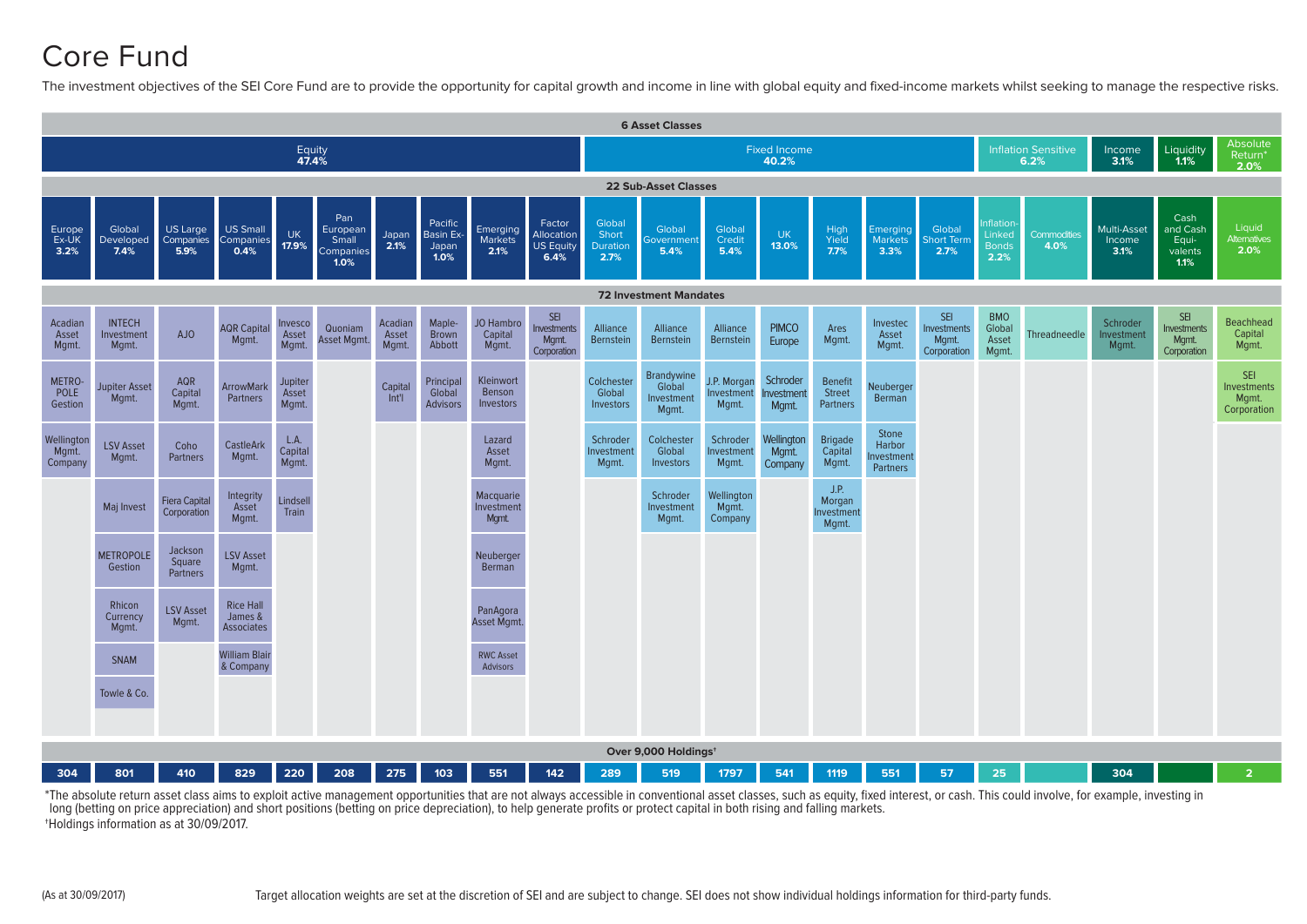# Core Fund

The investment objectives of the SEI Core Fund are to provide the opportunity for capital growth and income in line with global equity and fixed-income markets whilst seeking to manage the respective risks.

**6 Asset Classes**

| Asset Class | Weight |
|---|---|
| Equity | 47.4% |
| Fixed Income | 40.2% |
| Inflation Sensitive | 6.2% |
| Income | 3.1% |
| Liquidity | 1.1% |
| Absolute Return* | 2.0% |

**22 Sub-Asset Classes / 72 Investment Mandates / Over 9,000 Holdings†**

| Asset Class | Sub-Asset Class | Investment Mandates | Holdings† |
|---|---|---|---|
| Equity | Europe Ex-UK 3.2% | Acadian Asset Mgmt.; METROPOLE Gestion; Wellington Mgmt. Company | 304 |
| Equity | Global Developed 7.4% | INTECH Investment Mgmt.; Jupiter Asset Mgmt.; LSV Asset Mgmt.; Maj Invest; METROPOLE Gestion; Rhicon Currency Mgmt.; SNAM; Towle & Co. | 801 |
| Equity | US Large Companies 5.9% | AJO; AQR Capital Mgmt.; Coho Partners; Fiera Capital Corporation; Jackson Square Partners; LSV Asset Mgmt. | 410 |
| Equity | US Small Companies 0.4% | AQR Capital Mgmt.; ArrowMark Partners; CastleArk Mgmt.; Integrity Asset Mgmt.; LSV Asset Mgmt.; Rice Hall James & Associates; William Blair & Company | 829 |
| Equity | UK 17.9% | Invesco Asset Mgmt.; Jupiter Asset Mgmt.; L.A. Capital Mgmt.; Lindsell Train | 220 |
| Equity | Pan European Small Companies 1.0% | Quoniam Asset Mgmt. | 208 |
| Equity | Japan 2.1% | Acadian Asset Mgmt.; Capital Int'l | 275 |
| Equity | Pacific Basin Ex-Japan 1.0% | Maple-Brown Abbott; Principal Global Advisors | 103 |
| Equity | Emerging Markets 2.1% | JO Hambro Capital Mgmt.; Kleinwort Benson Investors; Lazard Asset Mgmt.; Macquarie Investment Mgmt.; Neuberger Berman; PanAgora Asset Mgmt.; RWC Asset Advisors | 551 |
| Equity | Factor Allocation US Equity 6.4% | SEI Investments Mgmt. Corporation | 142 |
| Fixed Income | Global Short Duration 2.7% | Alliance Bernstein; Colchester Global Investors; Schroder Investment Mgmt. | 289 |
| Fixed Income | Global Government 5.4% | Alliance Bernstein; Brandywine Global Investment Mgmt.; Colchester Global Investors; Schroder Investment Mgmt. | 519 |
| Fixed Income | Global Credit 5.4% | Alliance Bernstein; J.P. Morgan Investment Mgmt.; Schroder Investment Mgmt.; Wellington Mgmt. Company | 1797 |
| Fixed Income | UK 13.0% | PIMCO Europe; Schroder Investment Mgmt.; Wellington Mgmt. Company | 541 |
| Fixed Income | High Yield 7.7% | Ares Mgmt.; Benefit Street Partners; Brigade Capital Mgmt.; J.P. Morgan Investment Mgmt. | 1119 |
| Fixed Income | Emerging Markets 3.3% | Investec Asset Mgmt.; Neuberger Berman; Stone Harbor Investment Partners | 551 |
| Fixed Income | Global Short Term 2.7% | SEI Investments Mgmt. Corporation | 57 |
| Inflation Sensitive | Inflation-Linked Bonds 2.2% | BMO Global Asset Mgmt. | 25 |
| Inflation Sensitive | Commodities 4.0% | Threadneedle | |
| Income | Multi-Asset Income 3.1% | Schroder Investment Mgmt. | 304 |
| Liquidity | Cash and Cash Equivalents 1.1% | SEI Investments Mgmt. Corporation | |
| Absolute Return* | Liquid Alternatives 2.0% | Beachhead Capital Mgmt.; SEI Investments Mgmt. Corporation | 2 |

*The absolute return asset class aims to exploit active management opportunities that are not always accessible in conventional asset classes, such as equity, fixed interest, or cash. This could involve, for example, investing in long (betting on price appreciation) and short positions (betting on price depreciation), to help generate profits or protect capital in both rising and falling markets.

†Holdings information as at 30/09/2017.

(As at 30/09/2017)

Target allocation weights are set at the discretion of SEI and are subject to change. SEI does not show individual holdings information for third-party funds.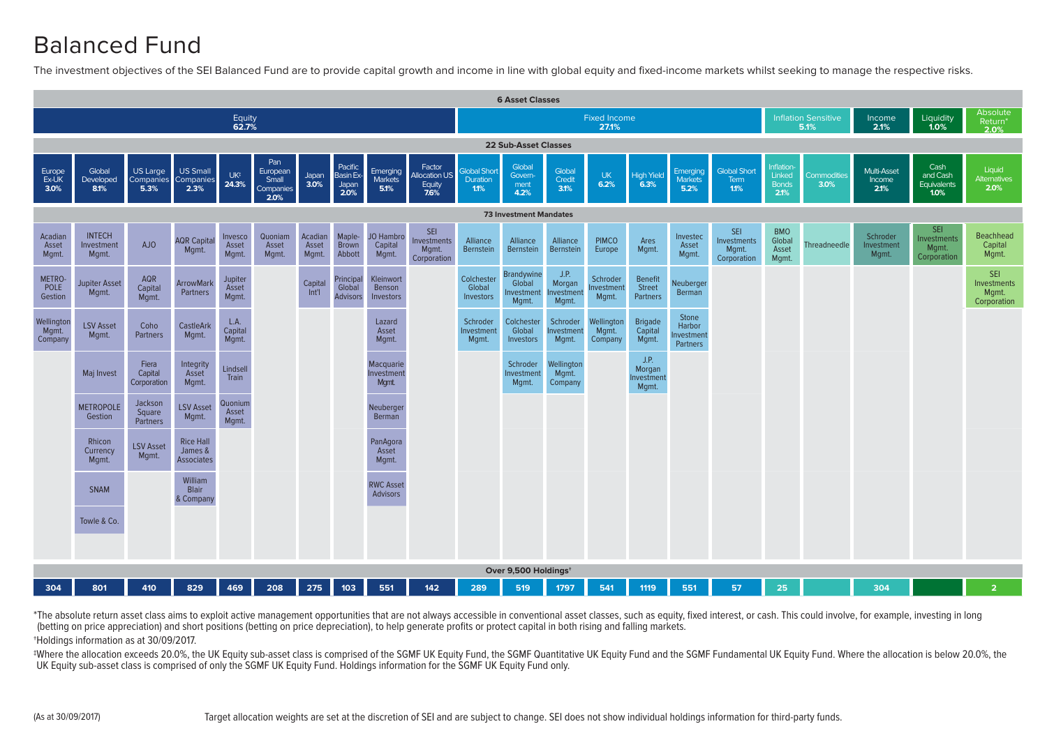# Balanced Fund

The investment objectives of the SEI Balanced Fund are to provide capital growth and income in line with global equity and fixed-income markets whilst seeking to manage the respective risks.

**6 Asset Classes**

| Asset Class | Allocation |
|---|---|
| Equity | 62.7% |
| Fixed Income | 27.1% |
| Inflation Sensitive | 5.1% |
| Income | 2.1% |
| Liquidity | 1.0% |
| Absolute Return* | 2.0% |

**22 Sub-Asset Classes / 73 Investment Mandates / Over 9,500 Holdings†**

| Asset Class | Sub-Asset Class | Investment Mandates | Holdings† |
|---|---|---|---|
| Equity | Europe Ex-UK 3.0% | Acadian Asset Mgmt.; METRO-POLE Gestion; Wellington Mgmt. Company | 304 |
| Equity | Global Developed 8.1% | INTECH Investment Mgmt.; Jupiter Asset Mgmt.; LSV Asset Mgmt.; Maj Invest; METROPOLE Gestion; Rhicon Currency Mgmt.; SNAM; Towle & Co. | 801 |
| Equity | US Large Companies 5.3% | AJO; AQR Capital Mgmt.; Coho Partners; Fiera Capital Corporation; Jackson Square Partners; LSV Asset Mgmt. | 410 |
| Equity | US Small Companies 2.3% | AQR Capital Mgmt.; ArrowMark Partners; CastleArk Mgmt.; Integrity Asset Mgmt.; LSV Asset Mgmt.; Rice Hall James & Associates; William Blair & Company | 829 |
| Equity | UK‡ 24.3% | Invesco Asset Mgmt.; Jupiter Asset Mgmt.; L.A. Capital Mgmt.; Lindsell Train; Quonium Asset Mgmt. | 469 |
| Equity | Pan European Small Companies 2.0% | Quoniam Asset Mgmt. | 208 |
| Equity | Japan 3.0% | Acadian Asset Mgmt.; Capital Int'l | 275 |
| Equity | Pacific Basin Ex-Japan 2.0% | Maple-Brown Abbott; Principal Global Advisors | 103 |
| Equity | Emerging Markets 5.1% | JO Hambro Capital Mgmt.; Kleinwort Benson Investors; Lazard Asset Mgmt.; Macquarie Investment Mgmt.; Neuberger Berman; PanAgora Asset Mgmt.; RWC Asset Advisors | 551 |
| Equity | Factor Allocation US Equity 7.6% | SEI Investments Mgmt. Corporation | 142 |
| Fixed Income | Global Short Duration 1.1% | Alliance Bernstein; Colchester Global Investors; Schroder Investment Mgmt. | 289 |
| Fixed Income | Global Government 4.2% | Alliance Bernstein; Brandywine Global Investment Mgmt.; Colchester Global Investors; Schroder Investment Mgmt. | 519 |
| Fixed Income | Global Credit 3.1% | Alliance Bernstein; J.P. Morgan Investment Mgmt.; Schroder Investment Mgmt.; Wellington Mgmt. Company | 1797 |
| Fixed Income | UK 6.2% | PIMCO Europe; Schroder Investment Mgmt.; Wellington Mgmt. Company | 541 |
| Fixed Income | High Yield 6.3% | Ares Mgmt.; Benefit Street Partners; Brigade Capital Mgmt.; J.P. Morgan Investment Mgmt. | 1119 |
| Fixed Income | Emerging Markets 5.2% | Investec Asset Mgmt.; Neuberger Berman; Stone Harbor Investment Partners | 551 |
| Fixed Income | Global Short Term 1.1% | SEI Investments Mgmt. Corporation | 57 |
| Inflation Sensitive | Inflation-Linked Bonds 2.1% | BMO Global Asset Mgmt. | 25 |
| Inflation Sensitive | Commodities 3.0% | Threadneedle | |
| Income | Multi-Asset Income 2.1% | Schroder Investment Mgmt. | 304 |
| Liquidity | Cash and Cash Equivalents 1.0% | SEI Investments Mgmt. Corporation | |
| Absolute Return* | Liquid Alternatives 2.0% | Beachhead Capital Mgmt.; SEI Investments Mgmt. Corporation | 2 |

*The absolute return asset class aims to exploit active management opportunities that are not always accessible in conventional asset classes, such as equity, fixed interest, or cash. This could involve, for example, investing in long (betting on price appreciation) and short positions (betting on price depreciation), to help generate profits or protect capital in both rising and falling markets.

†Holdings information as at 30/09/2017.

‡Where the allocation exceeds 20.0%, the UK Equity sub-asset class is comprised of the SGMF UK Equity Fund, the SGMF Quantitative UK Equity Fund and the SGMF Fundamental UK Equity Fund. Where the allocation is below 20.0%, the UK Equity sub-asset class is comprised of only the SGMF UK Equity Fund. Holdings information for the SGMF UK Equity Fund only.

(As at 30/09/2017)

Target allocation weights are set at the discretion of SEI and are subject to change. SEI does not show individual holdings information for third-party funds.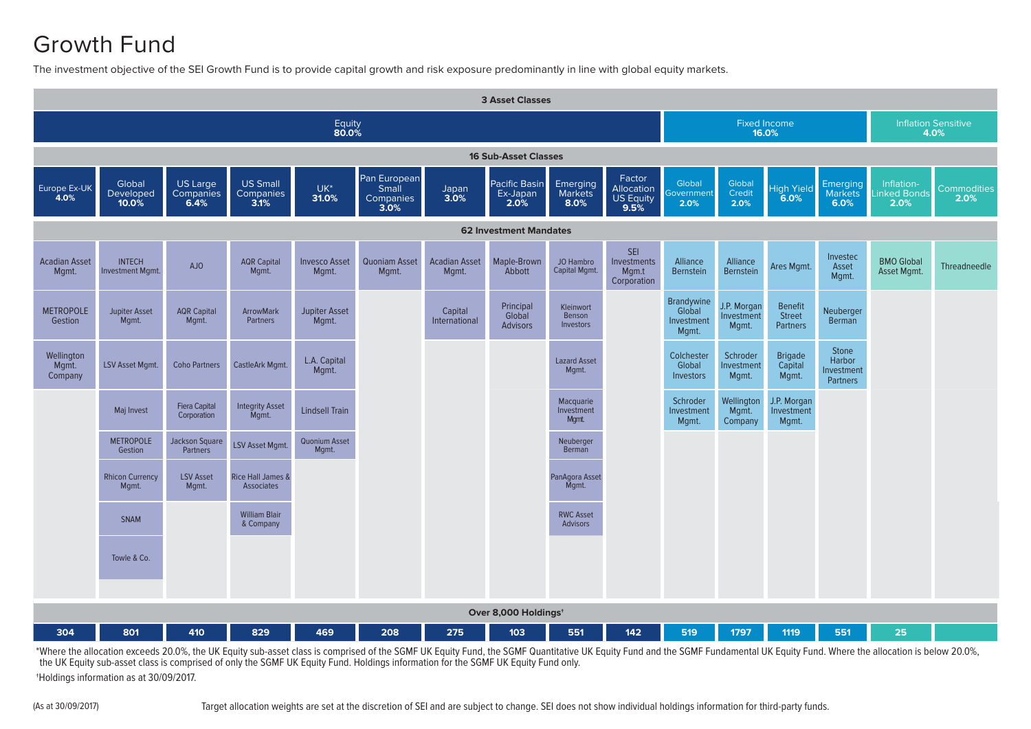# Growth Fund

The investment objective of the SEI Growth Fund is to provide capital growth and risk exposure predominantly in line with global equity markets.

**3 Asset Classes**

| Equity 80.0% | | | | | | | | | | Fixed Income 16.0% | | | | Inflation Sensitive 4.0% | |
|---|---|---|---|---|---|---|---|---|---|---|---|---|---|---|---|
| **16 Sub-Asset Classes** | | | | | | | | | | | | | | | |
| Europe Ex-UK **4.0%** | Global Developed **10.0%** | US Large Companies **6.4%** | US Small Companies **3.1%** | UK* **31.0%** | Pan European Small Companies **3.0%** | Japan **3.0%** | Pacific Basin Ex-Japan **2.0%** | Emerging Markets **8.0%** | Factor Allocation US Equity **9.5%** | Global Government **2.0%** | Global Credit **2.0%** | High Yield **6.0%** | Emerging Markets **6.0%** | Inflation-Linked Bonds **2.0%** | Commodities **2.0%** |
| **62 Investment Mandates** | | | | | | | | | | | | | | | |
| Acadian Asset Mgmt. | INTECH Investment Mgmt. | AJO | AQR Capital Mgmt. | Invesco Asset Mgmt. | Quoniam Asset Mgmt. | Acadian Asset Mgmt. | Maple-Brown Abbott | JO Hambro Capital Mgmt. | SEI Investments Mgm.t Corporation | Alliance Bernstein | Alliance Bernstein | Ares Mgmt. | Investec Asset Mgmt. | BMO Global Asset Mgmt. | Threadneedle |
| METROPOLE Gestion | Jupiter Asset Mgmt. | AQR Capital Mgmt. | ArrowMark Partners | Jupiter Asset Mgmt. | | Capital International | Principal Global Advisors | Kleinwort Benson Investors | | Brandywine Global Investment Mgmt. | J.P. Morgan Investment Mgmt. | Benefit Street Partners | Neuberger Berman | | |
| Wellington Mgmt. Company | LSV Asset Mgmt. | Coho Partners | CastleArk Mgmt. | L.A. Capital Mgmt. | | | | Lazard Asset Mgmt. | | Colchester Global Investors | Schroder Investment Mgmt. | Brigade Capital Mgmt. | Stone Harbor Investment Partners | | |
| | Maj Invest | Fiera Capital Corporation | Integrity Asset Mgmt. | Lindsell Train | | | | Macquarie Investment Mgmt. | | Schroder Investment Mgmt. | Wellington Mgmt. Company | J.P. Morgan Investment Mgmt. | | | |
| | METROPOLE Gestion | Jackson Square Partners | LSV Asset Mgmt. | Quonium Asset Mgmt. | | | | Neuberger Berman | | | | | | | |
| | Rhicon Currency Mgmt. | LSV Asset Mgmt. | Rice Hall James & Associates | | | | | PanAgora Asset Mgmt. | | | | | | | |
| | SNAM | | William Blair & Company | | | | | RWC Asset Advisors | | | | | | | |
| | Towle & Co. | | | | | | | | | | | | | | |
| **Over 8,000 Holdings†** | | | | | | | | | | | | | | | |
| 304 | 801 | 410 | 829 | 469 | 208 | 275 | 103 | 551 | 142 | 519 | 1797 | 1119 | 551 | 25 | |

*Where the allocation exceeds 20.0%, the UK Equity sub-asset class is comprised of the SGMF UK Equity Fund, the SGMF Quantitative UK Equity Fund and the SGMF Fundamental UK Equity Fund. Where the allocation is below 20.0%, the UK Equity sub-asset class is comprised of only the SGMF UK Equity Fund. Holdings information for the SGMF UK Equity Fund only.

†Holdings information as at 30/09/2017.

(As at 30/09/2017)

Target allocation weights are set at the discretion of SEI and are subject to change. SEI does not show individual holdings information for third-party funds.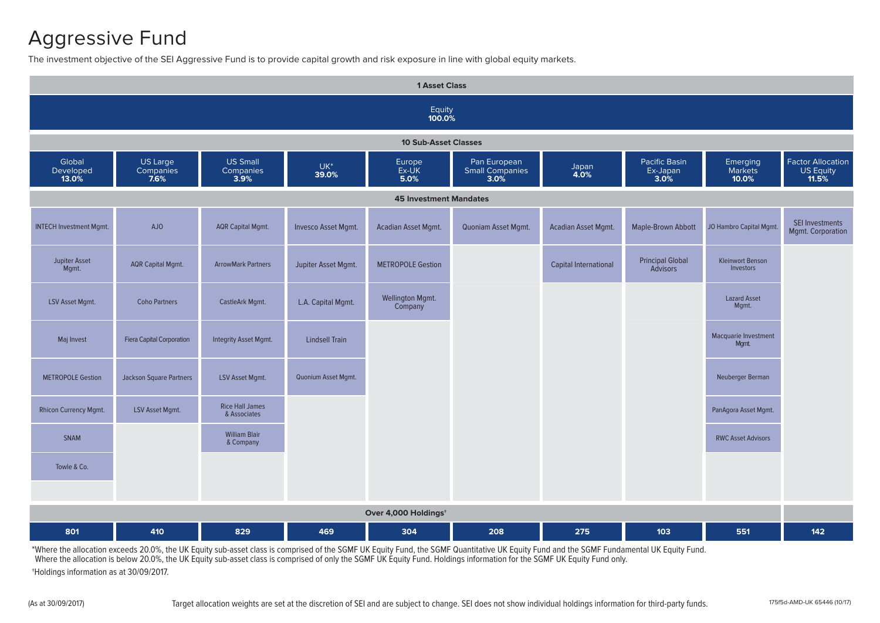# Aggressive Fund

The investment objective of the SEI Aggressive Fund is to provide capital growth and risk exposure in line with global equity markets.

**1 Asset Class**

Equity **100.0%**

**10 Sub-Asset Classes**

| Global Developed **13.0%** | US Large Companies **7.6%** | US Small Companies **3.9%** | UK* **39.0%** | Europe Ex-UK **5.0%** | Pan European Small Companies **3.0%** | Japan **4.0%** | Pacific Basin Ex-Japan **3.0%** | Emerging Markets **10.0%** | Factor Allocation US Equity **11.5%** |
|---|---|---|---|---|---|---|---|---|---|
| **45 Investment Mandates** | | | | | | | | | |
| INTECH Investment Mgmt. | AJO | AQR Capital Mgmt. | Invesco Asset Mgmt. | Acadian Asset Mgmt. | Quoniam Asset Mgmt. | Acadian Asset Mgmt. | Maple-Brown Abbott | JO Hambro Capital Mgmt. | SEI Investments Mgmt. Corporation |
| Jupiter Asset Mgmt. | AQR Capital Mgmt. | ArrowMark Partners | Jupiter Asset Mgmt. | METROPOLE Gestion | | Capital International | Principal Global Advisors | Kleinwort Benson Investors | |
| LSV Asset Mgmt. | Coho Partners | CastleArk Mgmt. | L.A. Capital Mgmt. | Wellington Mgmt. Company | | | | Lazard Asset Mgmt. | |
| Maj Invest | Fiera Capital Corporation | Integrity Asset Mgmt. | Lindsell Train | | | | | Macquarie Investment Mgmt. | |
| METROPOLE Gestion | Jackson Square Partners | LSV Asset Mgmt. | Quonium Asset Mgmt. | | | | | Neuberger Berman | |
| Rhicon Currency Mgmt. | LSV Asset Mgmt. | Rice Hall James & Associates | | | | | | PanAgora Asset Mgmt. | |
| SNAM | | William Blair & Company | | | | | | RWC Asset Advisors | |
| Towle & Co. | | | | | | | | | |
| **Over 4,000 Holdings†** | | | | | | | | | |
| **801** | **410** | **829** | **469** | **304** | **208** | **275** | **103** | **551** | **142** |

*Where the allocation exceeds 20.0%, the UK Equity sub-asset class is comprised of the SGMF UK Equity Fund, the SGMF Quantitative UK Equity Fund and the SGMF Fundamental UK Equity Fund. Where the allocation is below 20.0%, the UK Equity sub-asset class is comprised of only the SGMF UK Equity Fund. Holdings information for the SGMF UK Equity Fund only.

†Holdings information as at 30/09/2017.

(As at 30/09/2017)

Target allocation weights are set at the discretion of SEI and are subject to change. SEI does not show individual holdings information for third-party funds.

175f5d-AMD-UK 65446 (10/17)